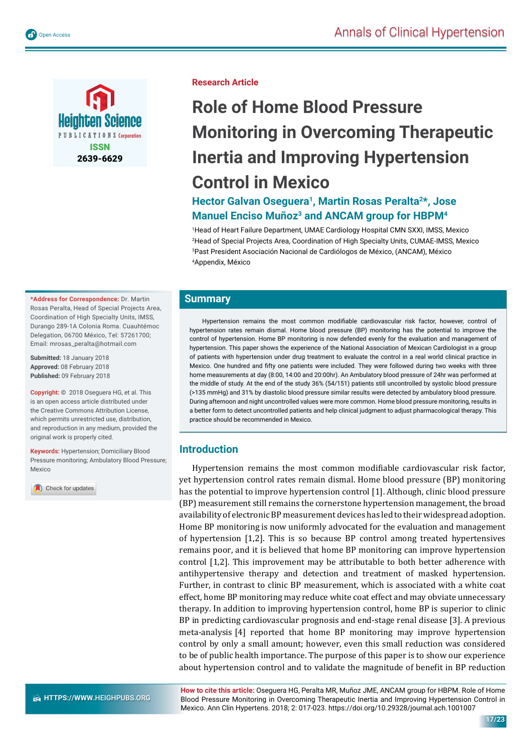Research Article

# Role of Home Blood Pressure Monitoring in Overcoming Therapeutic Inertia and Improving Hypertension Control in Mexico

**Hector Galvan Oseguera[1], Martin Rosas Peralta[2]*, Jose Manuel Enciso Muñoz[3] and ANCAM group for HBPM[4]**

[1]Head of Heart Failure Department, UMAE Cardiology Hospital CMN SXXI, IMSS, Mexico
[2]Head of Special Projects Area, Coordination of High Specialty Units, CUMAE-IMSS, Mexico
[3]Past President Asociación Nacional de Cardiólogos de México, (ANCAM), México
[4]Appendix, México

**\*Address for Correspondence:** Dr. Martin Rosas Peralta, Head of Special Projects Area, Coordination of High Specialty Units, IMSS, Durango 289-1A Colonia Roma. Cuauhtémoc Delegation, 06700 México, Tel: 57261700; Email: mrosas_peralta@hotmail.com

**Submitted:** 18 January 2018
**Approved:** 08 February 2018
**Published:** 09 February 2018

**Copyright:** © 2018 Oseguera HG, et al. This is an open access article distributed under the Creative Commons Attribution License, which permits unrestricted use, distribution, and reproduction in any medium, provided the original work is properly cited.

**Keywords:** Hypertension; Domiciliary Blood Pressure monitoring; Ambulatory Blood Pressure; Mexico

## Summary

Hypertension remains the most common modifiable cardiovascular risk factor, however, control of hypertension rates remain dismal. Home blood pressure (BP) monitoring has the potential to improve the control of hypertension. Home BP monitoring is now defended evenly for the evaluation and management of hypertension. This paper shows the experience of the National Association of Mexican Cardiologist in a group of patients with hypertension under drug treatment to evaluate the control in a real world clinical practice in Mexico. One hundred and fifty one patients were included. They were followed during two weeks with three home measurements at day (8:00, 14:00 and 20:00hr). An Ambulatory blood pressure of 24hr was performed at the middle of study. At the end of the study 36% (54/151) patients still uncontrolled by systolic blood pressure (>135 mmHg) and 31% by diastolic blood pressure similar results were detected by ambulatory blood pressure. During afternoon and night uncontrolled values were more common. Home blood pressure monitoring, results in a better form to detect uncontrolled patients and help clinical judgment to adjust pharmacological therapy. This practice should be recommended in Mexico.

## Introduction

Hypertension remains the most common modifiable cardiovascular risk factor, yet hypertension control rates remain dismal. Home blood pressure (BP) monitoring has the potential to improve hypertension control [1]. Although, clinic blood pressure (BP) measurement still remains the cornerstone hypertension management, the broad availability of electronic BP measurement devices has led to their widespread adoption. Home BP monitoring is now uniformly advocated for the evaluation and management of hypertension [1,2]. This is so because BP control among treated hypertensives remains poor, and it is believed that home BP monitoring can improve hypertension control [1,2]. This improvement may be attributable to both better adherence with antihypertensive therapy and detection and treatment of masked hypertension. Further, in contrast to clinic BP measurement, which is associated with a white coat effect, home BP monitoring may reduce white coat effect and may obviate unnecessary therapy. In addition to improving hypertension control, home BP is superior to clinic BP in predicting cardiovascular prognosis and end-stage renal disease [3]. A previous meta-analysis [4] reported that home BP monitoring may improve hypertension control by only a small amount; however, even this small reduction was considered to be of public health importance. The purpose of this paper is to show our experience about hypertension control and to validate the magnitude of benefit in BP reduction

**How to cite this article:** Oseguera HG, Peralta MR, Muñoz JME, ANCAM group for HBPM. Role of Home Blood Pressure Monitoring in Overcoming Therapeutic Inertia and Improving Hypertension Control in Mexico. Ann Clin Hypertens. 2018; 2: 017-023. https://doi.org/10.29328/journal.ach.1001007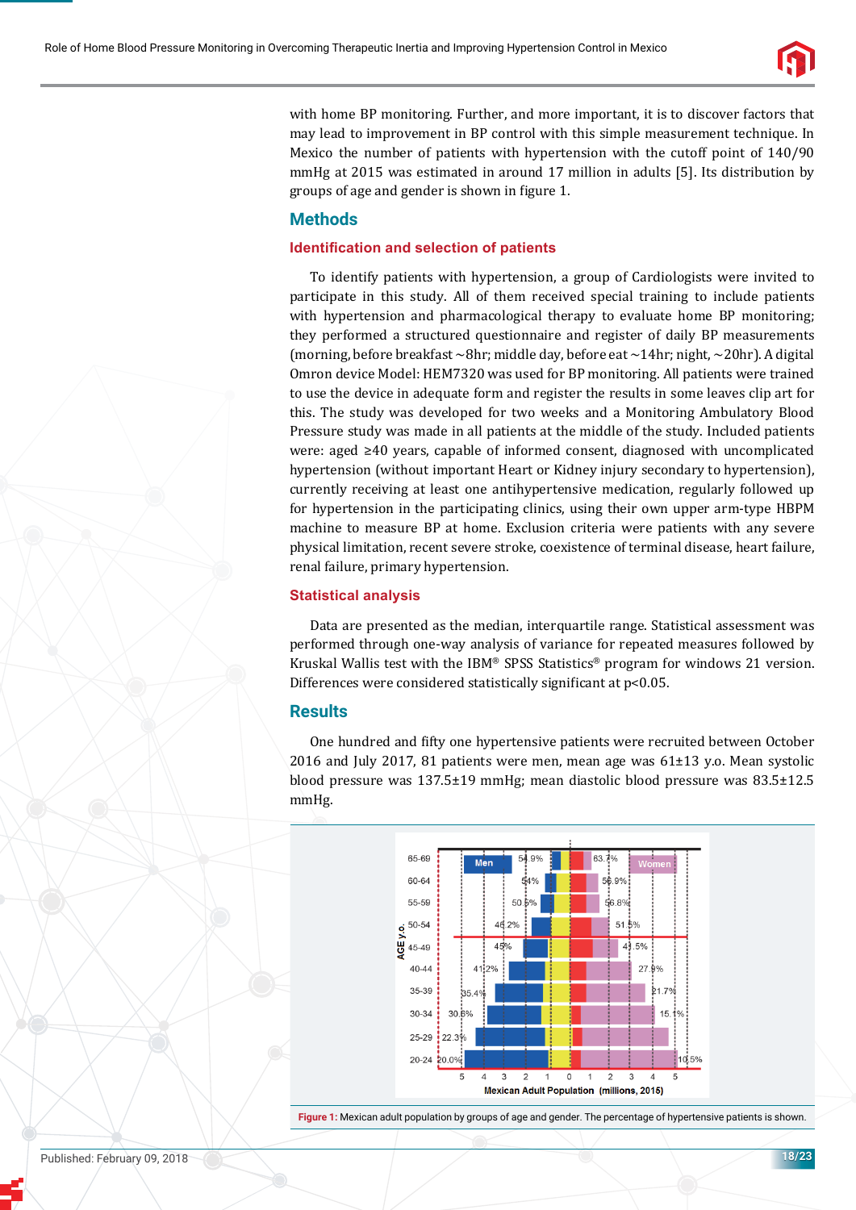with home BP monitoring. Further, and more important, it is to discover factors that may lead to improvement in BP control with this simple measurement technique. In Mexico the number of patients with hypertension with the cutoff point of 140/90 mmHg at 2015 was estimated in around 17 million in adults [5]. Its distribution by groups of age and gender is shown in figure 1.

## Methods

### Identification and selection of patients

To identify patients with hypertension, a group of Cardiologists were invited to participate in this study. All of them received special training to include patients with hypertension and pharmacological therapy to evaluate home BP monitoring; they performed a structured questionnaire and register of daily BP measurements (morning, before breakfast ~8hr; middle day, before eat ~14hr; night, ~20hr). A digital Omron device Model: HEM7320 was used for BP monitoring. All patients were trained to use the device in adequate form and register the results in some leaves clip art for this. The study was developed for two weeks and a Monitoring Ambulatory Blood Pressure study was made in all patients at the middle of the study. Included patients were: aged ≥40 years, capable of informed consent, diagnosed with uncomplicated hypertension (without important Heart or Kidney injury secondary to hypertension), currently receiving at least one antihypertensive medication, regularly followed up for hypertension in the participating clinics, using their own upper arm-type HBPM machine to measure BP at home. Exclusion criteria were patients with any severe physical limitation, recent severe stroke, coexistence of terminal disease, heart failure, renal failure, primary hypertension.

### Statistical analysis

Data are presented as the median, interquartile range. Statistical assessment was performed through one-way analysis of variance for repeated measures followed by Kruskal Wallis test with the IBM® SPSS Statistics® program for windows 21 version. Differences were considered statistically significant at $p<0.05$.

## Results

One hundred and fifty one hypertensive patients were recruited between October 2016 and July 2017, 81 patients were men, mean age was 61±13 y.o. Mean systolic blood pressure was 137.5±19 mmHg; mean diastolic blood pressure was 83.5±12.5 mmHg.

**Figure 1:** Mexican adult population by groups of age and gender. The percentage of hypertensive patients is shown.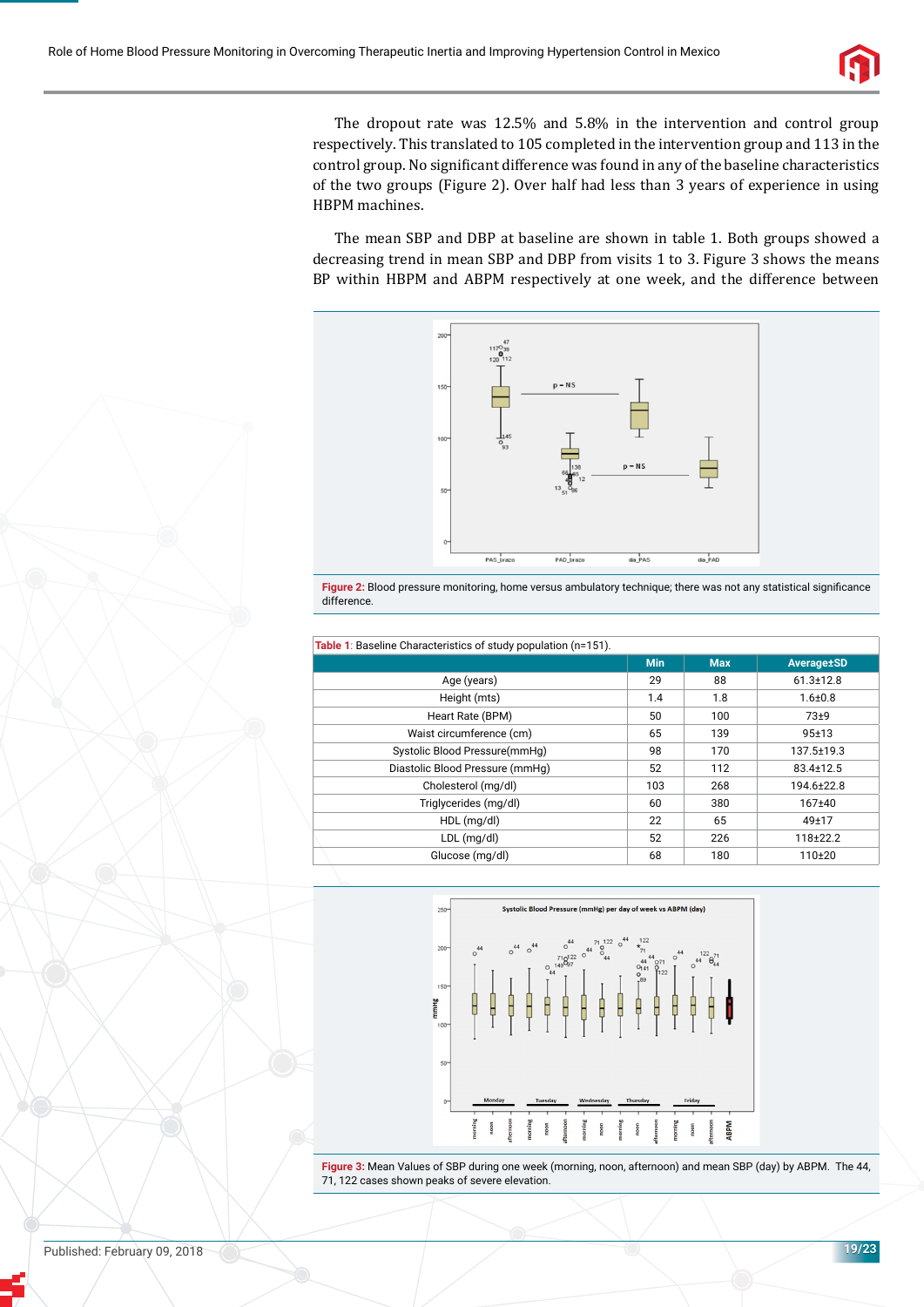The dropout rate was 12.5% and 5.8% in the intervention and control group respectively. This translated to 105 completed in the intervention group and 113 in the control group. No significant difference was found in any of the baseline characteristics of the two groups (Figure 2). Over half had less than 3 years of experience in using HBPM machines.

The mean SBP and DBP at baseline are shown in table 1. Both groups showed a decreasing trend in mean SBP and DBP from visits 1 to 3. Figure 3 shows the means BP within HBPM and ABPM respectively at one week, and the difference between

**Figure 2:** Blood pressure monitoring, home versus ambulatory technique; there was not any statistical significance difference.

**Table 1**: Baseline Characteristics of study population (n=151).

| | Min | Max | Average±SD |
|---|---|---|---|
| Age (years) | 29 | 88 | 61.3±12.8 |
| Height (mts) | 1.4 | 1.8 | 1.6±0.8 |
| Heart Rate (BPM) | 50 | 100 | 73±9 |
| Waist circumference (cm) | 65 | 139 | 95±13 |
| Systolic Blood Pressure(mmHg) | 98 | 170 | 137.5±19.3 |
| Diastolic Blood Pressure (mmHg) | 52 | 112 | 83.4±12.5 |
| Cholesterol (mg/dl) | 103 | 268 | 194.6±22.8 |
| Triglycerides (mg/dl) | 60 | 380 | 167±40 |
| HDL (mg/dl) | 22 | 65 | 49±17 |
| LDL (mg/dl) | 52 | 226 | 118±22.2 |
| Glucose (mg/dl) | 68 | 180 | 110±20 |

**Figure 3:** Mean Values of SBP during one week (morning, noon, afternoon) and mean SBP (day) by ABPM. The 44, 71, 122 cases shown peaks of severe elevation.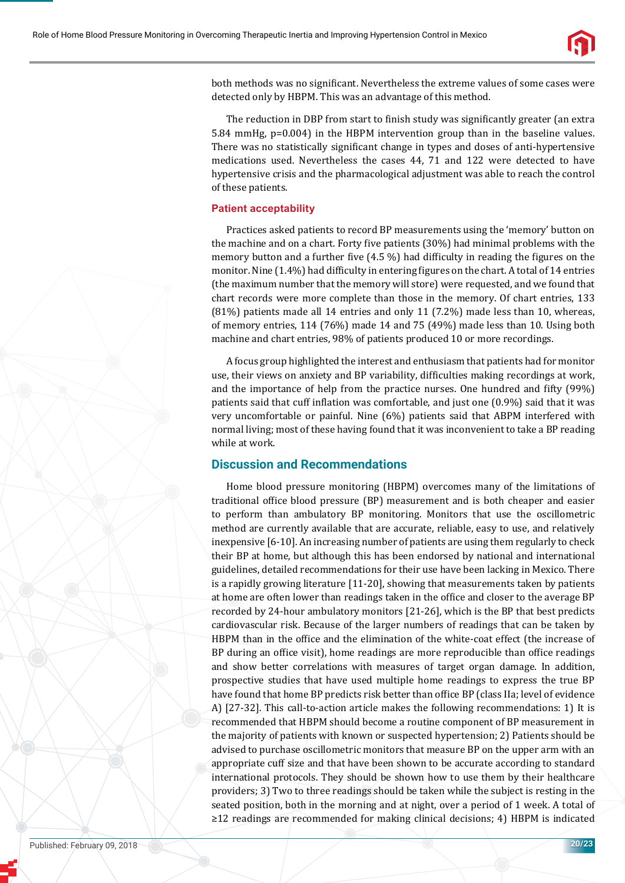both methods was no significant. Nevertheless the extreme values of some cases were detected only by HBPM. This was an advantage of this method.

The reduction in DBP from start to finish study was significantly greater (an extra 5.84 mmHg, p=0.004) in the HBPM intervention group than in the baseline values. There was no statistically significant change in types and doses of anti-hypertensive medications used. Nevertheless the cases 44, 71 and 122 were detected to have hypertensive crisis and the pharmacological adjustment was able to reach the control of these patients.

### Patient acceptability

Practices asked patients to record BP measurements using the 'memory' button on the machine and on a chart. Forty five patients (30%) had minimal problems with the memory button and a further five (4.5 %) had difficulty in reading the figures on the monitor. Nine (1.4%) had difficulty in entering figures on the chart. A total of 14 entries (the maximum number that the memory will store) were requested, and we found that chart records were more complete than those in the memory. Of chart entries, 133 (81%) patients made all 14 entries and only 11 (7.2%) made less than 10, whereas, of memory entries, 114 (76%) made 14 and 75 (49%) made less than 10. Using both machine and chart entries, 98% of patients produced 10 or more recordings.

A focus group highlighted the interest and enthusiasm that patients had for monitor use, their views on anxiety and BP variability, difficulties making recordings at work, and the importance of help from the practice nurses. One hundred and fifty (99%) patients said that cuff inflation was comfortable, and just one (0.9%) said that it was very uncomfortable or painful. Nine (6%) patients said that ABPM interfered with normal living; most of these having found that it was inconvenient to take a BP reading while at work.

## Discussion and Recommendations

Home blood pressure monitoring (HBPM) overcomes many of the limitations of traditional office blood pressure (BP) measurement and is both cheaper and easier to perform than ambulatory BP monitoring. Monitors that use the oscillometric method are currently available that are accurate, reliable, easy to use, and relatively inexpensive [6-10]. An increasing number of patients are using them regularly to check their BP at home, but although this has been endorsed by national and international guidelines, detailed recommendations for their use have been lacking in Mexico. There is a rapidly growing literature [11-20], showing that measurements taken by patients at home are often lower than readings taken in the office and closer to the average BP recorded by 24-hour ambulatory monitors [21-26], which is the BP that best predicts cardiovascular risk. Because of the larger numbers of readings that can be taken by HBPM than in the office and the elimination of the white-coat effect (the increase of BP during an office visit), home readings are more reproducible than office readings and show better correlations with measures of target organ damage. In addition, prospective studies that have used multiple home readings to express the true BP have found that home BP predicts risk better than office BP (class IIa; level of evidence A) [27-32]. This call-to-action article makes the following recommendations: 1) It is recommended that HBPM should become a routine component of BP measurement in the majority of patients with known or suspected hypertension; 2) Patients should be advised to purchase oscillometric monitors that measure BP on the upper arm with an appropriate cuff size and that have been shown to be accurate according to standard international protocols. They should be shown how to use them by their healthcare providers; 3) Two to three readings should be taken while the subject is resting in the seated position, both in the morning and at night, over a period of 1 week. A total of ≥12 readings are recommended for making clinical decisions; 4) HBPM is indicated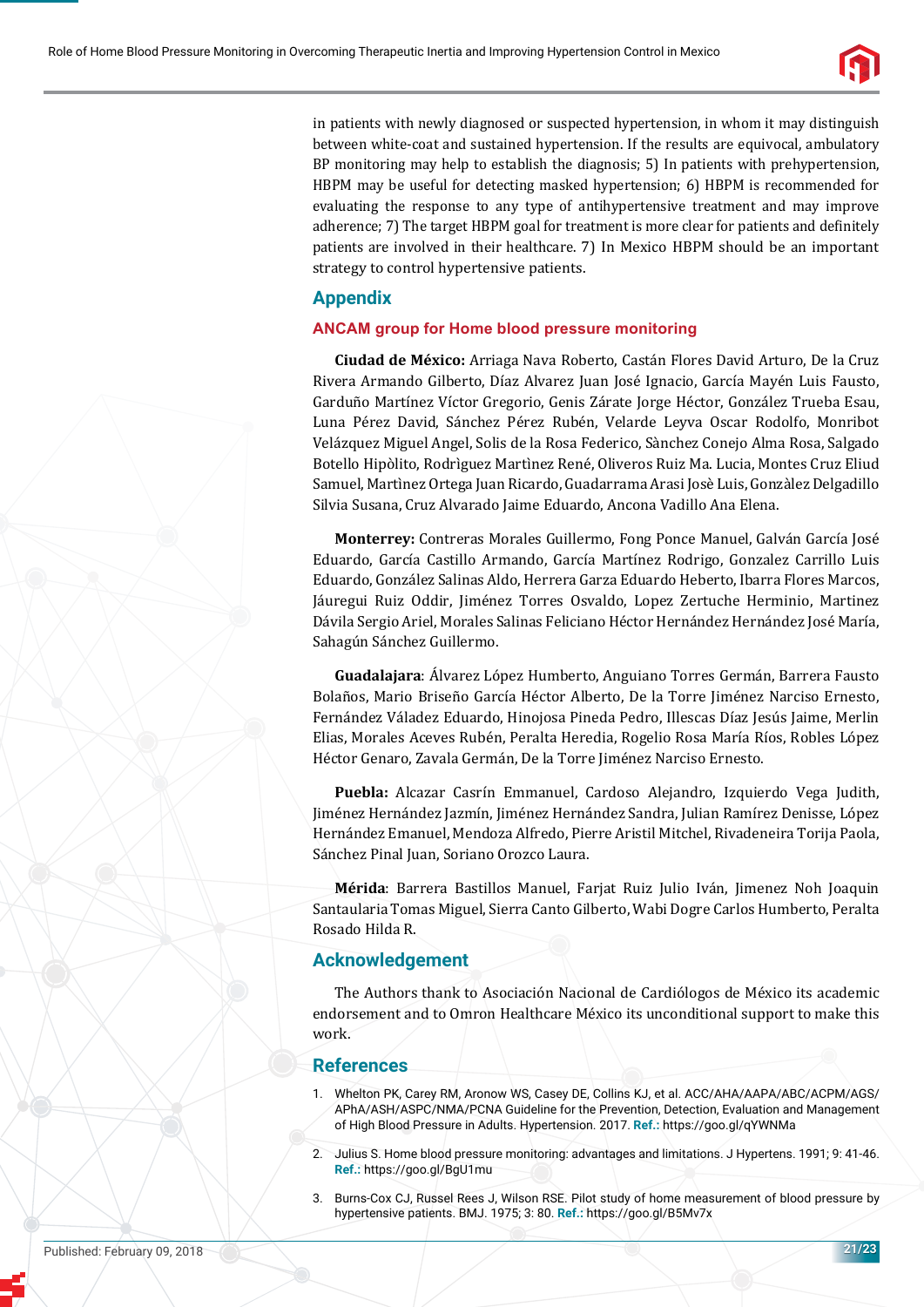in patients with newly diagnosed or suspected hypertension, in whom it may distinguish between white-coat and sustained hypertension. If the results are equivocal, ambulatory BP monitoring may help to establish the diagnosis; 5) In patients with prehypertension, HBPM may be useful for detecting masked hypertension; 6) HBPM is recommended for evaluating the response to any type of antihypertensive treatment and may improve adherence; 7) The target HBPM goal for treatment is more clear for patients and definitely patients are involved in their healthcare. 7) In Mexico HBPM should be an important strategy to control hypertensive patients.

## Appendix

### ANCAM group for Home blood pressure monitoring

**Ciudad de México:** Arriaga Nava Roberto, Castán Flores David Arturo, De la Cruz Rivera Armando Gilberto, Díaz Alvarez Juan José Ignacio, García Mayén Luis Fausto, Garduño Martínez Víctor Gregorio, Genis Zárate Jorge Héctor, González Trueba Esau, Luna Pérez David, Sánchez Pérez Rubén, Velarde Leyva Oscar Rodolfo, Monribot Velázquez Miguel Angel, Solis de la Rosa Federico, Sànchez Conejo Alma Rosa, Salgado Botello Hipòlito, Rodrìguez Martìnez René, Oliveros Ruiz Ma. Lucia, Montes Cruz Eliud Samuel, Martìnez Ortega Juan Ricardo, Guadarrama Arasi Josè Luis, Gonzàlez Delgadillo Silvia Susana, Cruz Alvarado Jaime Eduardo, Ancona Vadillo Ana Elena.

**Monterrey:** Contreras Morales Guillermo, Fong Ponce Manuel, Galván García José Eduardo, García Castillo Armando, García Martínez Rodrigo, Gonzalez Carrillo Luis Eduardo, González Salinas Aldo, Herrera Garza Eduardo Heberto, Ibarra Flores Marcos, Jáuregui Ruiz Oddir, Jiménez Torres Osvaldo, Lopez Zertuche Herminio, Martinez Dávila Sergio Ariel, Morales Salinas Feliciano Héctor Hernández Hernández José María, Sahagún Sánchez Guillermo.

**Guadalajara**: Álvarez López Humberto, Anguiano Torres Germán, Barrera Fausto Bolaños, Mario Briseño García Héctor Alberto, De la Torre Jiménez Narciso Ernesto, Fernández Váladez Eduardo, Hinojosa Pineda Pedro, Illescas Díaz Jesús Jaime, Merlin Elias, Morales Aceves Rubén, Peralta Heredia, Rogelio Rosa María Ríos, Robles López Héctor Genaro, Zavala Germán, De la Torre Jiménez Narciso Ernesto.

**Puebla:** Alcazar Casrín Emmanuel, Cardoso Alejandro, Izquierdo Vega Judith, Jiménez Hernández Jazmín, Jiménez Hernández Sandra, Julian Ramírez Denisse, López Hernández Emanuel, Mendoza Alfredo, Pierre Aristil Mitchel, Rivadeneira Torija Paola, Sánchez Pinal Juan, Soriano Orozco Laura.

**Mérida**: Barrera Bastillos Manuel, Farjat Ruiz Julio Iván, Jimenez Noh Joaquin Santaularia Tomas Miguel, Sierra Canto Gilberto, Wabi Dogre Carlos Humberto, Peralta Rosado Hilda R.

## Acknowledgement

The Authors thank to Asociación Nacional de Cardiólogos de México its academic endorsement and to Omron Healthcare México its unconditional support to make this work.

## References

1. Whelton PK, Carey RM, Aronow WS, Casey DE, Collins KJ, et al. ACC/AHA/AAPA/ABC/ACPM/AGS/APhA/ASH/ASPC/NMA/PCNA Guideline for the Prevention, Detection, Evaluation and Management of High Blood Pressure in Adults. Hypertension. 2017. **Ref.:** https://goo.gl/qYWNMa
2. Julius S. Home blood pressure monitoring: advantages and limitations. J Hypertens. 1991; 9: 41-46. **Ref.:** https://goo.gl/BgU1mu
3. Burns-Cox CJ, Russel Rees J, Wilson RSE. Pilot study of home measurement of blood pressure by hypertensive patients. BMJ. 1975; 3: 80. **Ref.:** https://goo.gl/B5Mv7x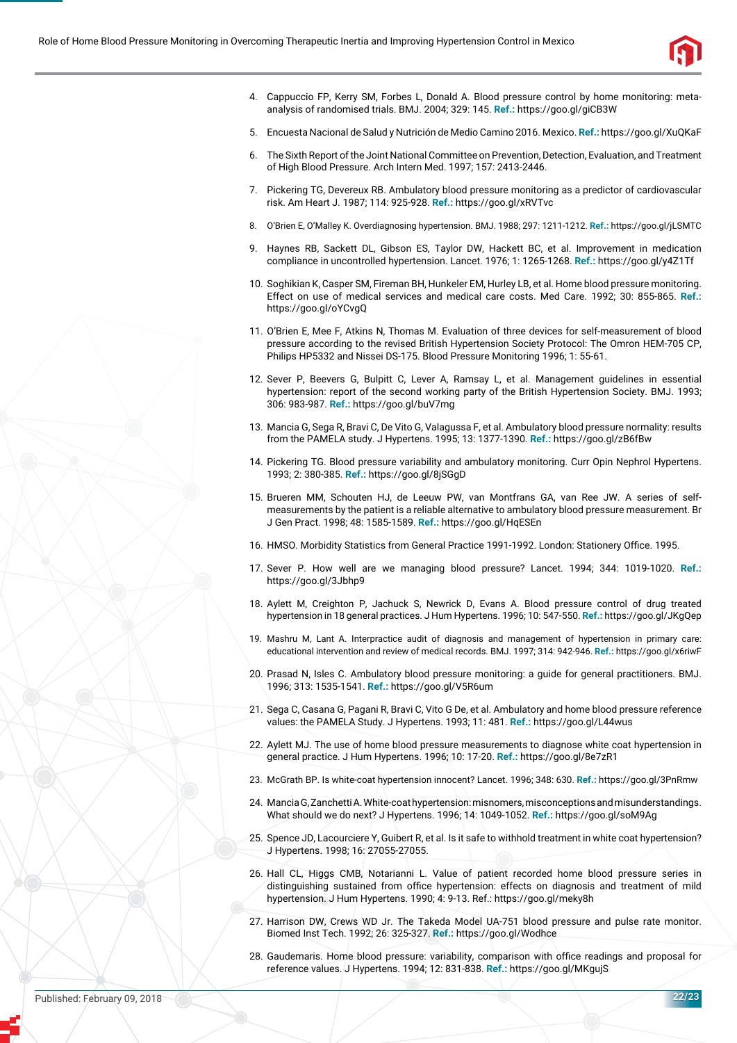4. Cappuccio FP, Kerry SM, Forbes L, Donald A. Blood pressure control by home monitoring: meta-analysis of randomised trials. BMJ. 2004; 329: 145. **Ref.:** https://goo.gl/giCB3W

5. Encuesta Nacional de Salud y Nutrición de Medio Camino 2016. Mexico. **Ref.:** https://goo.gl/XuQKaF

6. The Sixth Report of the Joint National Committee on Prevention, Detection, Evaluation, and Treatment of High Blood Pressure. Arch Intern Med. 1997; 157: 2413-2446.

7. Pickering TG, Devereux RB. Ambulatory blood pressure monitoring as a predictor of cardiovascular risk. Am Heart J. 1987; 114: 925-928. **Ref.:** https://goo.gl/xRVTvc

8. O'Brien E, O'Malley K. Overdiagnosing hypertension. BMJ. 1988; 297: 1211-1212. **Ref.:** https://goo.gl/jLSMTC

9. Haynes RB, Sackett DL, Gibson ES, Taylor DW, Hackett BC, et al. Improvement in medication compliance in uncontrolled hypertension. Lancet. 1976; 1: 1265-1268. **Ref.:** https://goo.gl/y4Z1Tf

10. Soghikian K, Casper SM, Fireman BH, Hunkeler EM, Hurley LB, et al. Home blood pressure monitoring. Effect on use of medical services and medical care costs. Med Care. 1992; 30: 855-865. **Ref.:** https://goo.gl/oYCvgQ

11. O'Brien E, Mee F, Atkins N, Thomas M. Evaluation of three devices for self-measurement of blood pressure according to the revised British Hypertension Society Protocol: The Omron HEM-705 CP, Philips HP5332 and Nissei DS-175. Blood Pressure Monitoring 1996; 1: 55-61.

12. Sever P, Beevers G, Bulpitt C, Lever A, Ramsay L, et al. Management guidelines in essential hypertension: report of the second working party of the British Hypertension Society. BMJ. 1993; 306: 983-987. **Ref.:** https://goo.gl/buV7mg

13. Mancia G, Sega R, Bravi C, De Vito G, Valagussa F, et al. Ambulatory blood pressure normality: results from the PAMELA study. J Hypertens. 1995; 13: 1377-1390. **Ref.:** https://goo.gl/zB6fBw

14. Pickering TG. Blood pressure variability and ambulatory monitoring. Curr Opin Nephrol Hypertens. 1993; 2: 380-385. **Ref.:** https://goo.gl/8jSGgD

15. Brueren MM, Schouten HJ, de Leeuw PW, van Montfrans GA, van Ree JW. A series of self-measurements by the patient is a reliable alternative to ambulatory blood pressure measurement. Br J Gen Pract. 1998; 48: 1585-1589. **Ref.:** https://goo.gl/HqESEn

16. HMSO. Morbidity Statistics from General Practice 1991-1992. London: Stationery Office. 1995.

17. Sever P. How well are we managing blood pressure? Lancet. 1994; 344: 1019-1020. **Ref.:** https://goo.gl/3Jbhp9

18. Aylett M, Creighton P, Jachuck S, Newrick D, Evans A. Blood pressure control of drug treated hypertension in 18 general practices. J Hum Hypertens. 1996; 10: 547-550. **Ref.:** https://goo.gl/JKgQep

19. Mashru M, Lant A. Interpractice audit of diagnosis and management of hypertension in primary care: educational intervention and review of medical records. BMJ. 1997; 314: 942-946. **Ref.:** https://goo.gl/x6riwF

20. Prasad N, Isles C. Ambulatory blood pressure monitoring: a guide for general practitioners. BMJ. 1996; 313: 1535-1541. **Ref.:** https://goo.gl/V5R6um

21. Sega C, Casana G, Pagani R, Bravi C, Vito G De, et al. Ambulatory and home blood pressure reference values: the PAMELA Study. J Hypertens. 1993; 11: 481. **Ref.:** https://goo.gl/L44wus

22. Aylett MJ. The use of home blood pressure measurements to diagnose white coat hypertension in general practice. J Hum Hypertens. 1996; 10: 17-20. **Ref.:** https://goo.gl/8e7zR1

23. McGrath BP. Is white-coat hypertension innocent? Lancet. 1996; 348: 630. **Ref.:** https://goo.gl/3PnRmw

24. Mancia G, Zanchetti A. White-coat hypertension: misnomers, misconceptions and misunderstandings. What should we do next? J Hypertens. 1996; 14: 1049-1052. **Ref.:** https://goo.gl/soM9Ag

25. Spence JD, Lacourciere Y, Guibert R, et al. Is it safe to withhold treatment in white coat hypertension? J Hypertens. 1998; 16: 27055-27055.

26. Hall CL, Higgs CMB, Notarianni L. Value of patient recorded home blood pressure series in distinguishing sustained from office hypertension: effects on diagnosis and treatment of mild hypertension. J Hum Hypertens. 1990; 4: 9-13. Ref.: https://goo.gl/meky8h

27. Harrison DW, Crews WD Jr. The Takeda Model UA-751 blood pressure and pulse rate monitor. Biomed Inst Tech. 1992; 26: 325-327. **Ref.:** https://goo.gl/Wodhce

28. Gaudemaris. Home blood pressure: variability, comparison with office readings and proposal for reference values. J Hypertens. 1994; 12: 831-838. **Ref.:** https://goo.gl/MKgujS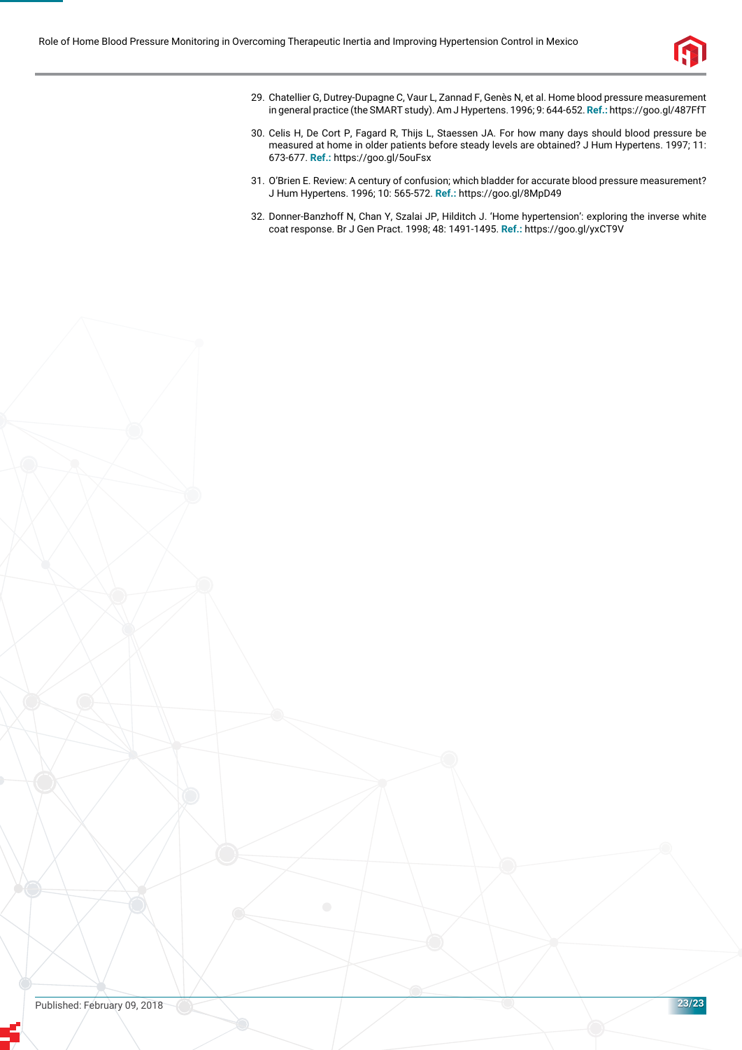29. Chatellier G, Dutrey-Dupagne C, Vaur L, Zannad F, Genès N, et al. Home blood pressure measurement in general practice (the SMART study). Am J Hypertens. 1996; 9: 644-652. **Ref.:** https://goo.gl/487FfT

30. Celis H, De Cort P, Fagard R, Thijs L, Staessen JA. For how many days should blood pressure be measured at home in older patients before steady levels are obtained? J Hum Hypertens. 1997; 11: 673-677. **Ref.:** https://goo.gl/5ouFsx

31. O'Brien E. Review: A century of confusion; which bladder for accurate blood pressure measurement? J Hum Hypertens. 1996; 10: 565-572. **Ref.:** https://goo.gl/8MpD49

32. Donner-Banzhoff N, Chan Y, Szalai JP, Hilditch J. 'Home hypertension': exploring the inverse white coat response. Br J Gen Pract. 1998; 48: 1491-1495. **Ref.:** https://goo.gl/yxCT9V